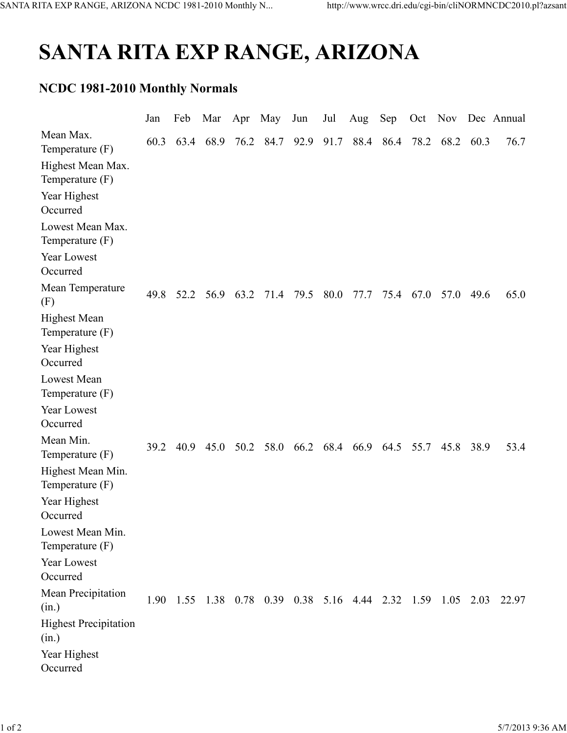# SANTA RITA EXP RANGE, ARIZONA

## NCDC 1981-2010 Monthly Normals

| | Jan | Feb | Mar | Apr | May | Jun | Jul | Aug | Sep | Oct | Nov | Dec | Annual |
|---|---|---|---|---|---|---|---|---|---|---|---|---|---|
| Mean Max. Temperature (F) | 60.3 | 63.4 | 68.9 | 76.2 | 84.7 | 92.9 | 91.7 | 88.4 | 86.4 | 78.2 | 68.2 | 60.3 | 76.7 |
| Highest Mean Max. Temperature (F) | | | | | | | | | | | | | |
| Year Highest Occurred | | | | | | | | | | | | | |
| Lowest Mean Max. Temperature (F) | | | | | | | | | | | | | |
| Year Lowest Occurred | | | | | | | | | | | | | |
| Mean Temperature (F) | 49.8 | 52.2 | 56.9 | 63.2 | 71.4 | 79.5 | 80.0 | 77.7 | 75.4 | 67.0 | 57.0 | 49.6 | 65.0 |
| Highest Mean Temperature (F) | | | | | | | | | | | | | |
| Year Highest Occurred | | | | | | | | | | | | | |
| Lowest Mean Temperature (F) | | | | | | | | | | | | | |
| Year Lowest Occurred | | | | | | | | | | | | | |
| Mean Min. Temperature (F) | 39.2 | 40.9 | 45.0 | 50.2 | 58.0 | 66.2 | 68.4 | 66.9 | 64.5 | 55.7 | 45.8 | 38.9 | 53.4 |
| Highest Mean Min. Temperature (F) | | | | | | | | | | | | | |
| Year Highest Occurred | | | | | | | | | | | | | |
| Lowest Mean Min. Temperature (F) | | | | | | | | | | | | | |
| Year Lowest Occurred | | | | | | | | | | | | | |
| Mean Precipitation (in.) | 1.90 | 1.55 | 1.38 | 0.78 | 0.39 | 0.38 | 5.16 | 4.44 | 2.32 | 1.59 | 1.05 | 2.03 | 22.97 |
| Highest Precipitation (in.) | | | | | | | | | | | | | |
| Year Highest Occurred | | | | | | | | | | | | | |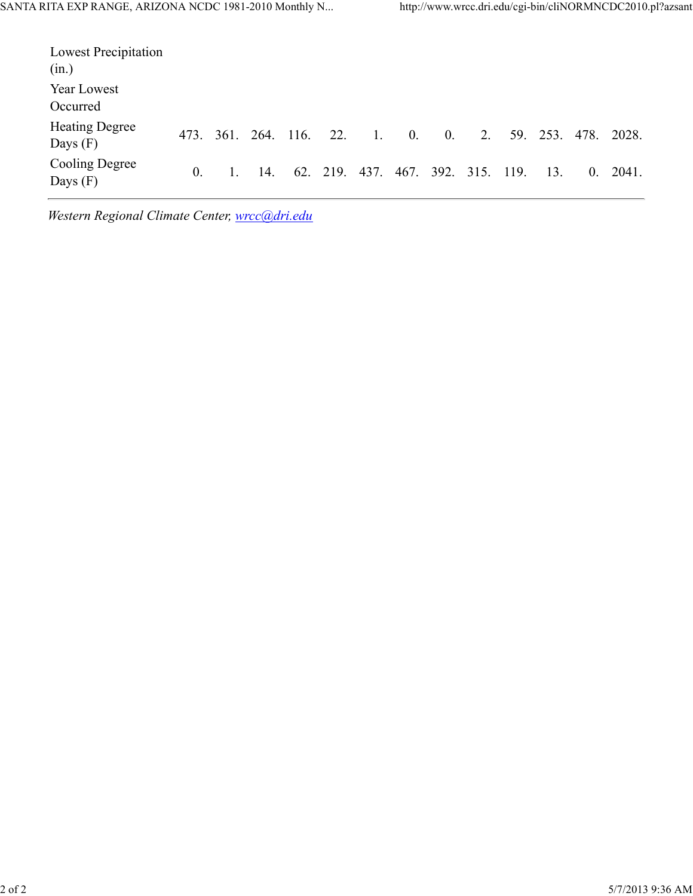| | | | | | | | | | | | | | |
|---|---|---|---|---|---|---|---|---|---|---|---|---|---|
| Lowest Precipitation (in.) | | | | | | | | | | | | | |
| Year Lowest Occurred | | | | | | | | | | | | | |
| Heating Degree Days (F) | 473. | 361. | 264. | 116. | 22. | 1. | 0. | 0. | 2. | 59. | 253. | 478. | 2028. |
| Cooling Degree Days (F) | 0. | 1. | 14. | 62. | 219. | 437. | 467. | 392. | 315. | 119. | 13. | 0. | 2041. |

*Western Regional Climate Center, wrcc@dri.edu*